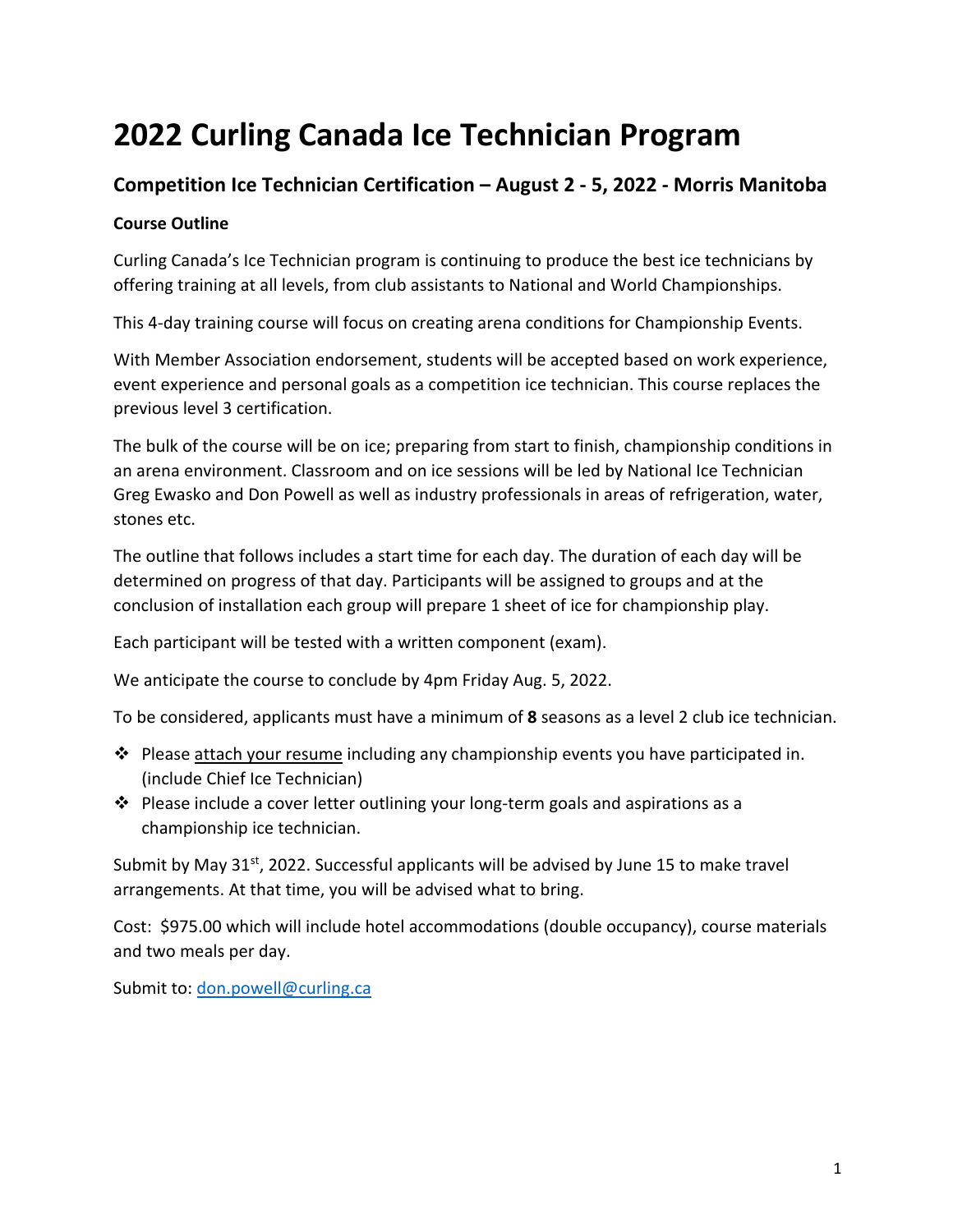# 2022 Curling Canada Ice Technician Program

## Competition Ice Technician Certification – August 2 - 5, 2022 - Morris Manitoba

### Course Outline

Curling Canada's Ice Technician program is continuing to produce the best ice technicians by offering training at all levels, from club assistants to National and World Championships.

This 4-day training course will focus on creating arena conditions for Championship Events.

With Member Association endorsement, students will be accepted based on work experience, event experience and personal goals as a competition ice technician. This course replaces the previous level 3 certification.

The bulk of the course will be on ice; preparing from start to finish, championship conditions in an arena environment. Classroom and on ice sessions will be led by National Ice Technician Greg Ewasko and Don Powell as well as industry professionals in areas of refrigeration, water, stones etc.

The outline that follows includes a start time for each day. The duration of each day will be determined on progress of that day. Participants will be assigned to groups and at the conclusion of installation each group will prepare 1 sheet of ice for championship play.

Each participant will be tested with a written component (exam).

We anticipate the course to conclude by 4pm Friday Aug. 5, 2022.

To be considered, applicants must have a minimum of **8** seasons as a level 2 club ice technician.

- Please attach your resume including any championship events you have participated in. (include Chief Ice Technician)
- Please include a cover letter outlining your long-term goals and aspirations as a championship ice technician.

Submit by May 31st, 2022. Successful applicants will be advised by June 15 to make travel arrangements. At that time, you will be advised what to bring.

Cost: $975.00 which will include hotel accommodations (double occupancy), course materials and two meals per day.

Submit to: don.powell@curling.ca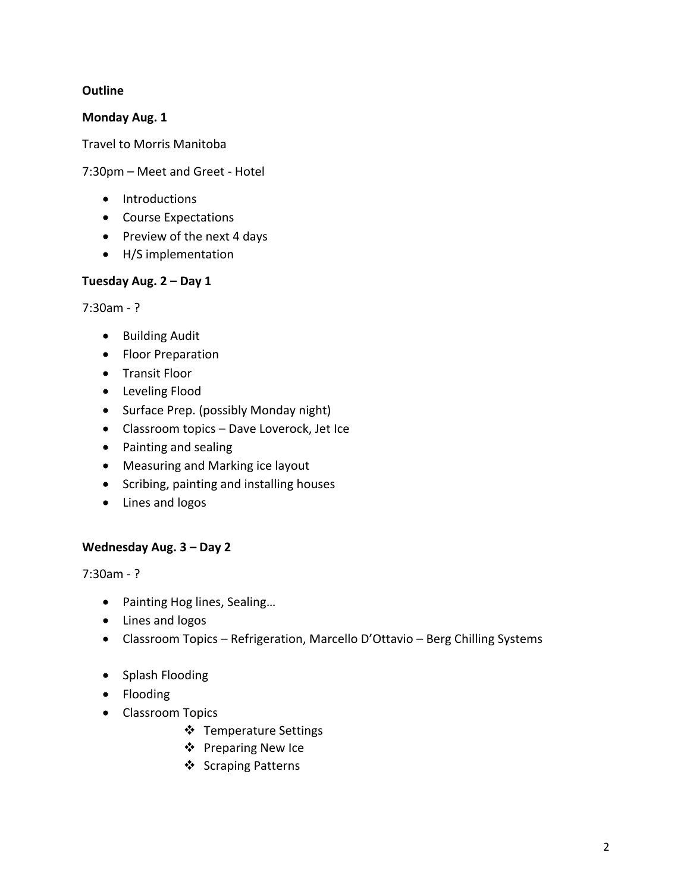**Outline**

**Monday Aug. 1**

Travel to Morris Manitoba

7:30pm – Meet and Greet - Hotel

- Introductions
- Course Expectations
- Preview of the next 4 days
- H/S implementation

**Tuesday Aug. 2 – Day 1**

7:30am - ?

- Building Audit
- Floor Preparation
- Transit Floor
- Leveling Flood
- Surface Prep. (possibly Monday night)
- Classroom topics – Dave Loverock, Jet Ice
- Painting and sealing
- Measuring and Marking ice layout
- Scribing, painting and installing houses
- Lines and logos

**Wednesday Aug. 3 – Day 2**

7:30am - ?

- Painting Hog lines, Sealing…
- Lines and logos
- Classroom Topics – Refrigeration, Marcello D'Ottavio – Berg Chilling Systems

- Splash Flooding
- Flooding
- Classroom Topics
    - Temperature Settings
    - Preparing New Ice
    - Scraping Patterns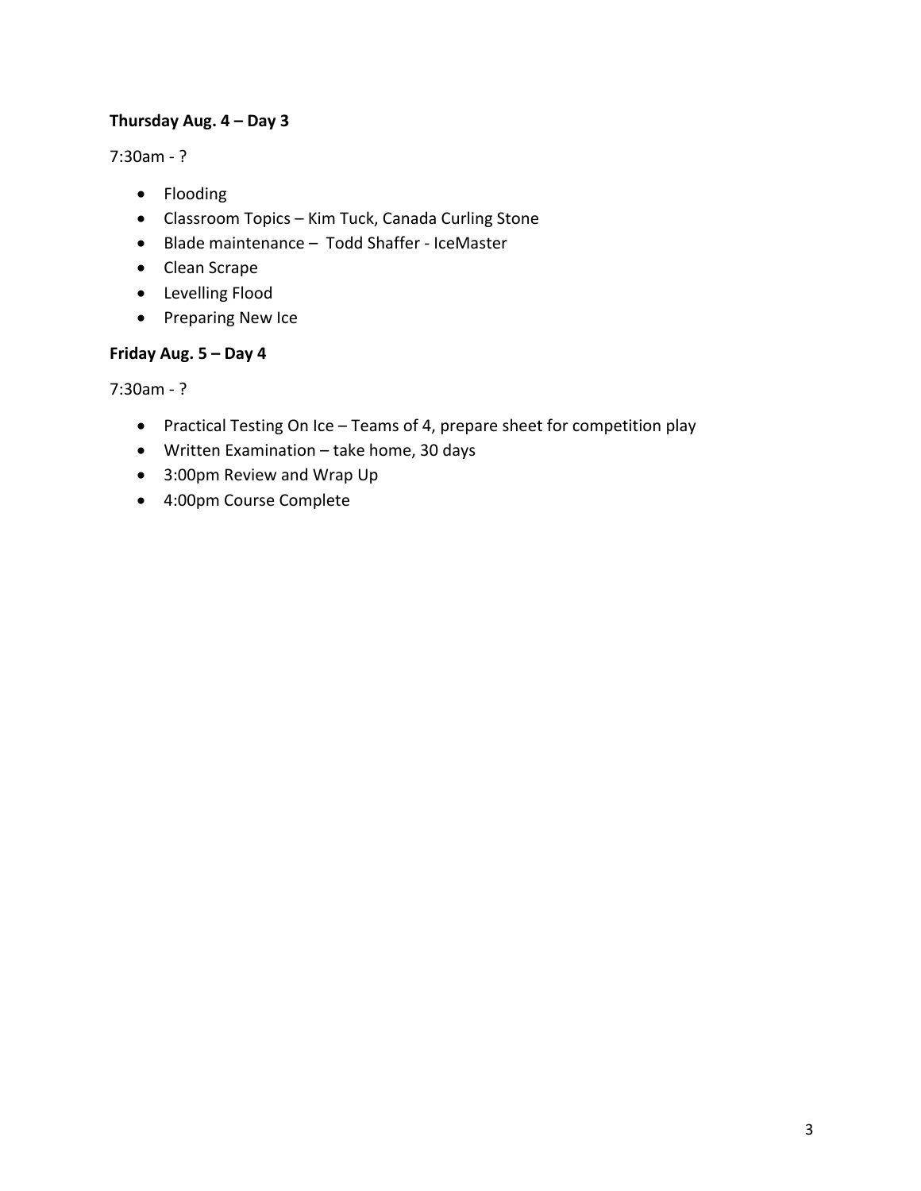**Thursday Aug. 4 – Day 3**

7:30am - ?

- Flooding
- Classroom Topics – Kim Tuck, Canada Curling Stone
- Blade maintenance – Todd Shaffer - IceMaster
- Clean Scrape
- Levelling Flood
- Preparing New Ice

**Friday Aug. 5 – Day 4**

7:30am - ?

- Practical Testing On Ice – Teams of 4, prepare sheet for competition play
- Written Examination – take home, 30 days
- 3:00pm Review and Wrap Up
- 4:00pm Course Complete